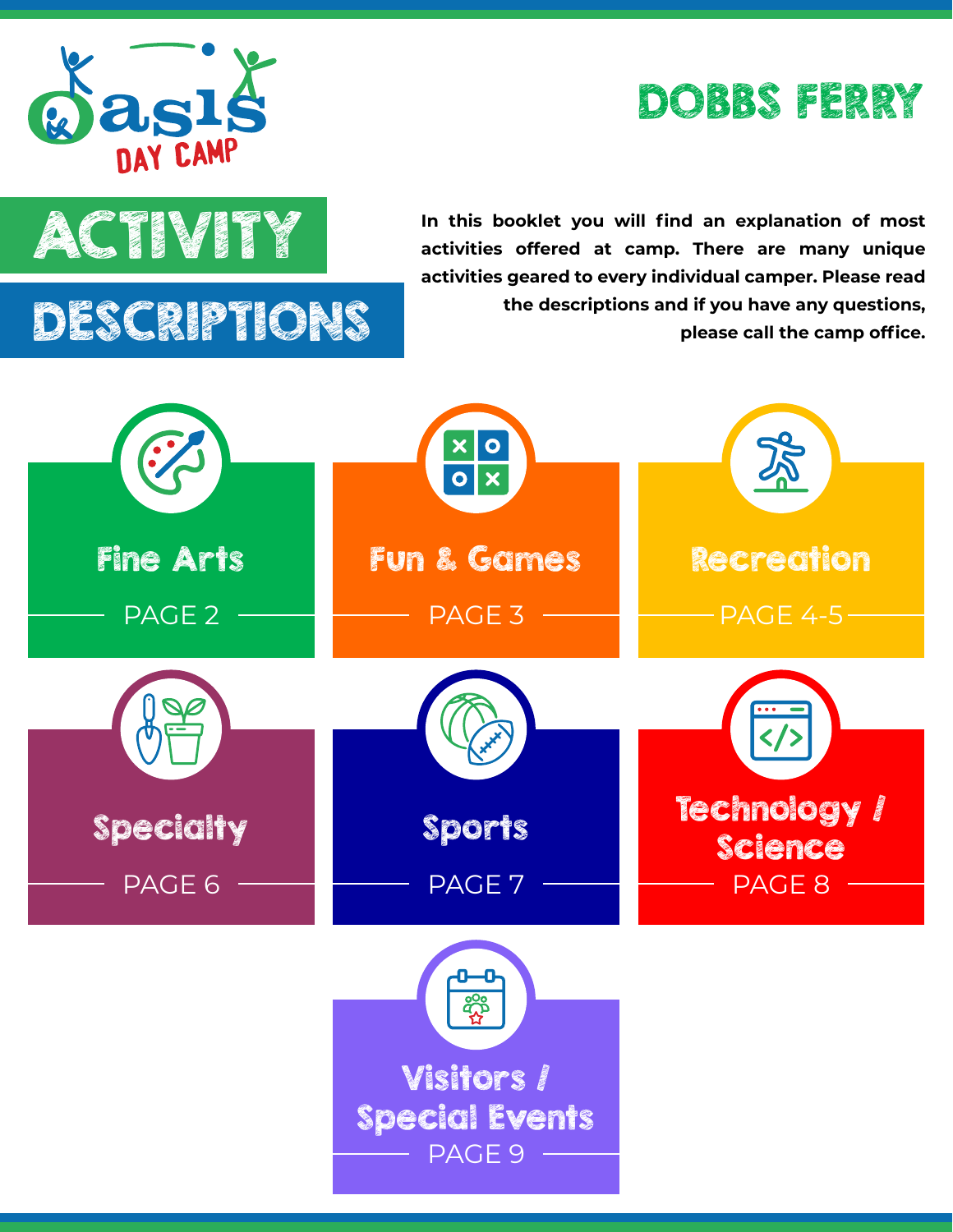Oasis DAY CAMP

# DOBBS FERRY

# ACTIVITY DESCRIPTIONS

**In this booklet you will find an explanation of most activities offered at camp. There are many unique activities geared to every individual camper. Please read the descriptions and if you have any questions, please call the camp office.**

## Fine Arts
PAGE 2

## Fun & Games
PAGE 3

## Recreation
PAGE 4-5

## Specialty
PAGE 6

## Sports
PAGE 7

## Technology / Science
PAGE 8

## Visitors / Special Events
PAGE 9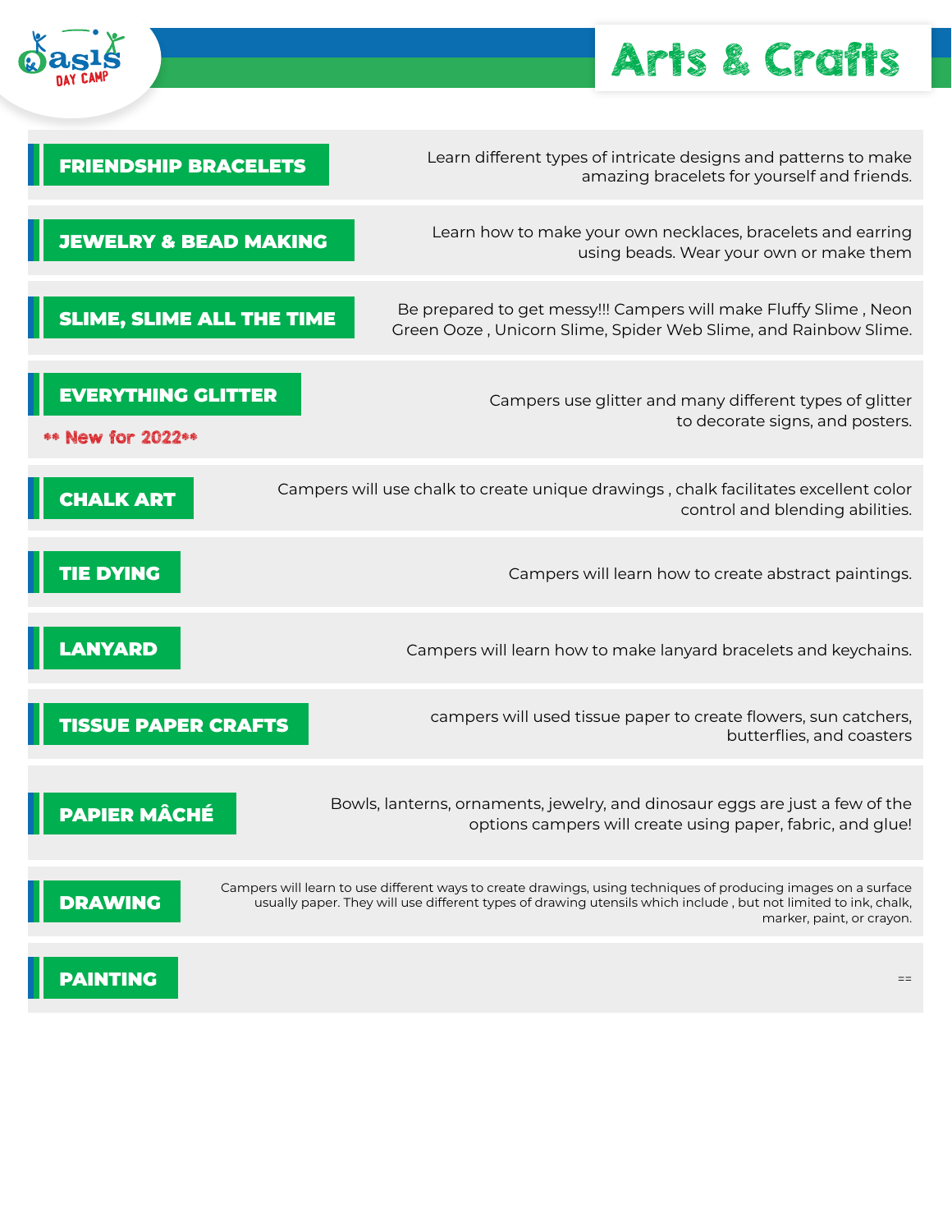Oasis Day Camp

# Arts & Crafts

## FRIENDSHIP BRACELETS

Learn different types of intricate designs and patterns to make amazing bracelets for yourself and friends.

## JEWELRY & BEAD MAKING

Learn how to make your own necklaces, bracelets and earring using beads. Wear your own or make them

## SLIME, SLIME ALL THE TIME

Be prepared to get messy!!! Campers will make Fluffy Slime , Neon Green Ooze , Unicorn Slime, Spider Web Slime, and Rainbow Slime.

## EVERYTHING GLITTER

** New for 2022**

Campers use glitter and many different types of glitter to decorate signs, and posters.

## CHALK ART

Campers will use chalk to create unique drawings , chalk facilitates excellent color control and blending abilities.

## TIE DYING

Campers will learn how to create abstract paintings.

## LANYARD

Campers will learn how to make lanyard bracelets and keychains.

## TISSUE PAPER CRAFTS

campers will used tissue paper to create flowers, sun catchers, butterflies, and coasters

## PAPIER MÂCHÉ

Bowls, lanterns, ornaments, jewelry, and dinosaur eggs are just a few of the options campers will create using paper, fabric, and glue!

## DRAWING

Campers will learn to use different ways to create drawings, using techniques of producing images on a surface usually paper. They will use different types of drawing utensils which include , but not limited to ink, chalk, marker, paint, or crayon.

## PAINTING

==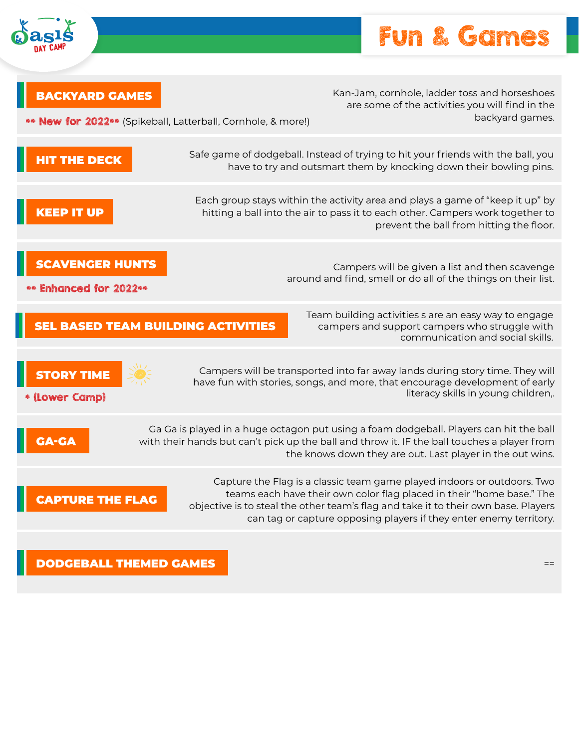# Fun & Games

## BACKYARD GAMES

** New for 2022** (Spikeball, Latterball, Cornhole, & more!)

Kan-Jam, cornhole, ladder toss and horseshoes are some of the activities you will find in the backyard games.

## HIT THE DECK

Safe game of dodgeball. Instead of trying to hit your friends with the ball, you have to try and outsmart them by knocking down their bowling pins.

## KEEP IT UP

Each group stays within the activity area and plays a game of "keep it up" by hitting a ball into the air to pass it to each other. Campers work together to prevent the ball from hitting the floor.

## SCAVENGER HUNTS

** Enhanced for 2022**

Campers will be given a list and then scavenge around and find, smell or do all of the things on their list.

## SEL BASED TEAM BUILDING ACTIVITIES

Team building activities s are an easy way to engage campers and support campers who struggle with communication and social skills.

## STORY TIME

* (Lower Camp)

Campers will be transported into far away lands during story time. They will have fun with stories, songs, and more, that encourage development of early literacy skills in young children,.

## GA-GA

Ga Ga is played in a huge octagon put using a foam dodgeball. Players can hit the ball with their hands but can't pick up the ball and throw it. IF the ball touches a player from the knows down they are out. Last player in the out wins.

## CAPTURE THE FLAG

Capture the Flag is a classic team game played indoors or outdoors. Two teams each have their own color flag placed in their "home base." The objective is to steal the other team's flag and take it to their own base. Players can tag or capture opposing players if they enter enemy territory.

## DODGEBALL THEMED GAMES

==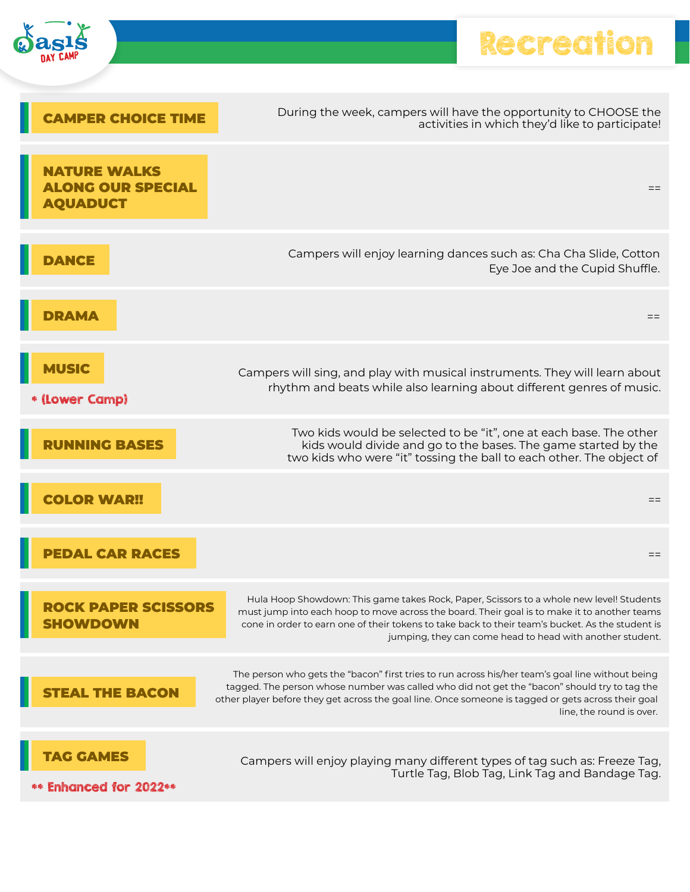# Recreation

## CAMPER CHOICE TIME

During the week, campers will have the opportunity to CHOOSE the activities in which they'd like to participate!

## NATURE WALKS ALONG OUR SPECIAL AQUADUCT

==

## DANCE

Campers will enjoy learning dances such as: Cha Cha Slide, Cotton Eye Joe and the Cupid Shuffle.

## DRAMA

==

## MUSIC

* (Lower Camp)

Campers will sing, and play with musical instruments. They will learn about rhythm and beats while also learning about different genres of music.

## RUNNING BASES

Two kids would be selected to be "it", one at each base. The other kids would divide and go to the bases. The game started by the two kids who were "it" tossing the ball to each other. The object of

## COLOR WAR!!

==

## PEDAL CAR RACES

==

## ROCK PAPER SCISSORS SHOWDOWN

Hula Hoop Showdown: This game takes Rock, Paper, Scissors to a whole new level! Students must jump into each hoop to move across the board. Their goal is to make it to another teams cone in order to earn one of their tokens to take back to their team's bucket. As the student is jumping, they can come head to head with another student.

## STEAL THE BACON

The person who gets the "bacon" first tries to run across his/her team's goal line without being tagged. The person whose number was called who did not get the "bacon" should try to tag the other player before they get across the goal line. Once someone is tagged or gets across their goal line, the round is over.

## TAG GAMES

** Enhanced for 2022**

Campers will enjoy playing many different types of tag such as: Freeze Tag, Turtle Tag, Blob Tag, Link Tag and Bandage Tag.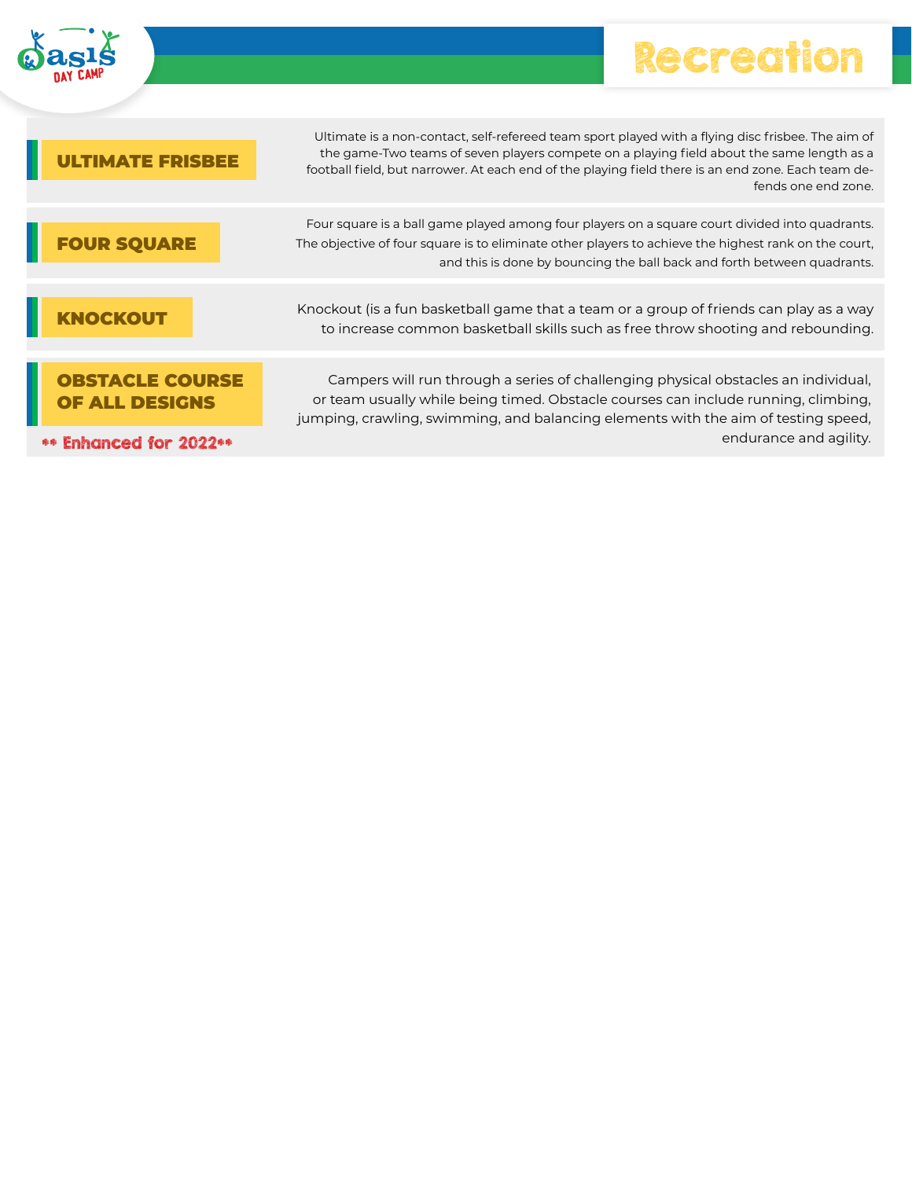# Recreation

## ULTIMATE FRISBEE

Ultimate is a non-contact, self-refereed team sport played with a flying disc frisbee. The aim of the game-Two teams of seven players compete on a playing field about the same length as a football field, but narrower. At each end of the playing field there is an end zone. Each team defends one end zone.

## FOUR SQUARE

Four square is a ball game played among four players on a square court divided into quadrants. The objective of four square is to eliminate other players to achieve the highest rank on the court, and this is done by bouncing the ball back and forth between quadrants.

## KNOCKOUT

Knockout (is a fun basketball game that a team or a group of friends can play as a way to increase common basketball skills such as free throw shooting and rebounding.

## OBSTACLE COURSE OF ALL DESIGNS

** Enhanced for 2022**

Campers will run through a series of challenging physical obstacles an individual, or team usually while being timed. Obstacle courses can include running, climbing, jumping, crawling, swimming, and balancing elements with the aim of testing speed, endurance and agility.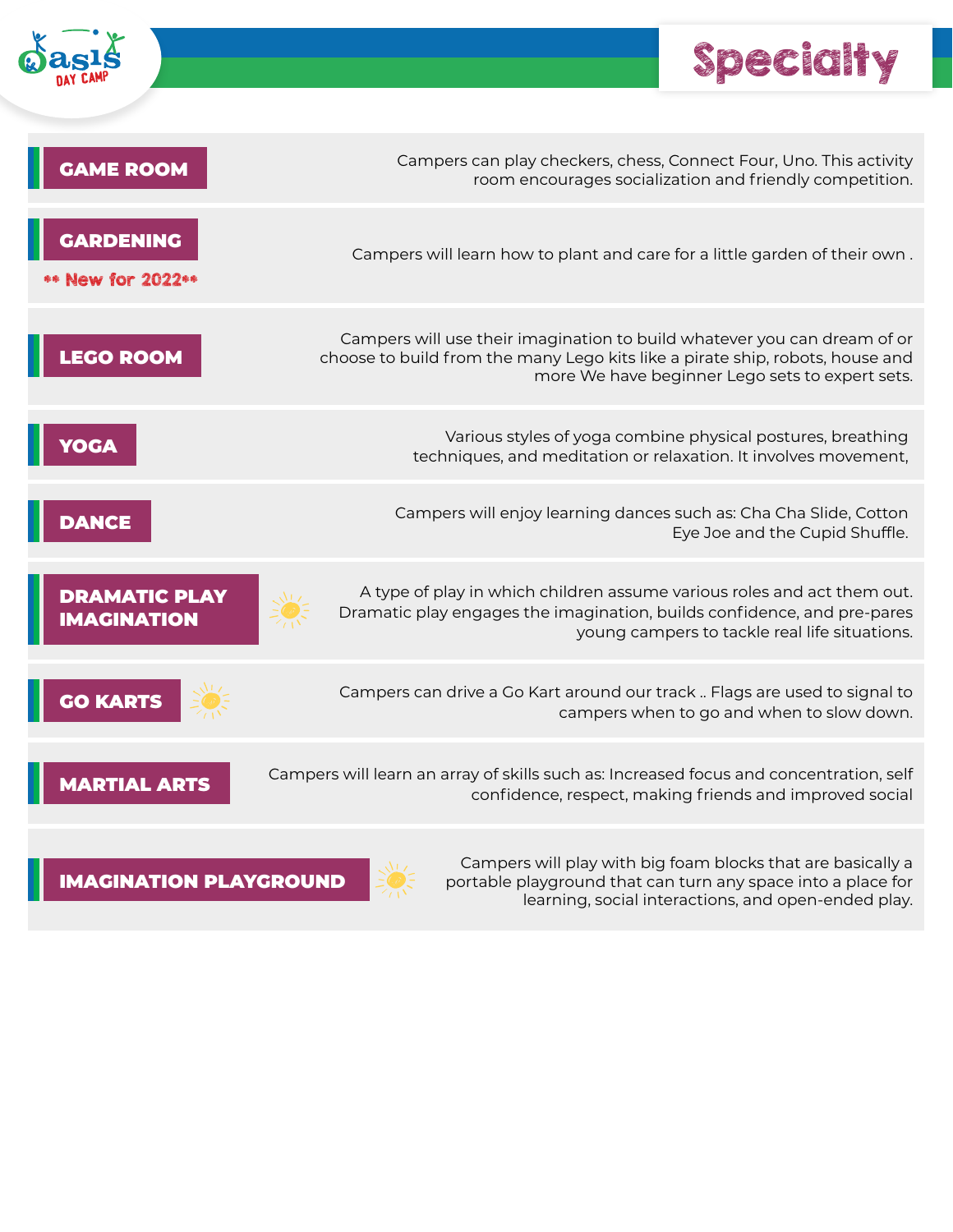# Specialty

## GAME ROOM

Campers can play checkers, chess, Connect Four, Uno. This activity room encourages socialization and friendly competition.

## GARDENING

** New for 2022**

Campers will learn how to plant and care for a little garden of their own .

## LEGO ROOM

Campers will use their imagination to build whatever you can dream of or choose to build from the many Lego kits like a pirate ship, robots, house and more We have beginner Lego sets to expert sets.

## YOGA

Various styles of yoga combine physical postures, breathing techniques, and meditation or relaxation. It involves movement,

## DANCE

Campers will enjoy learning dances such as: Cha Cha Slide, Cotton Eye Joe and the Cupid Shuffle.

## DRAMATIC PLAY IMAGINATION

A type of play in which children assume various roles and act them out. Dramatic play engages the imagination, builds confidence, and pre-pares young campers to tackle real life situations.

## GO KARTS

Campers can drive a Go Kart around our track .. Flags are used to signal to campers when to go and when to slow down.

## MARTIAL ARTS

Campers will learn an array of skills such as: Increased focus and concentration, self confidence, respect, making friends and improved social

## IMAGINATION PLAYGROUND

Campers will play with big foam blocks that are basically a portable playground that can turn any space into a place for learning, social interactions, and open-ended play.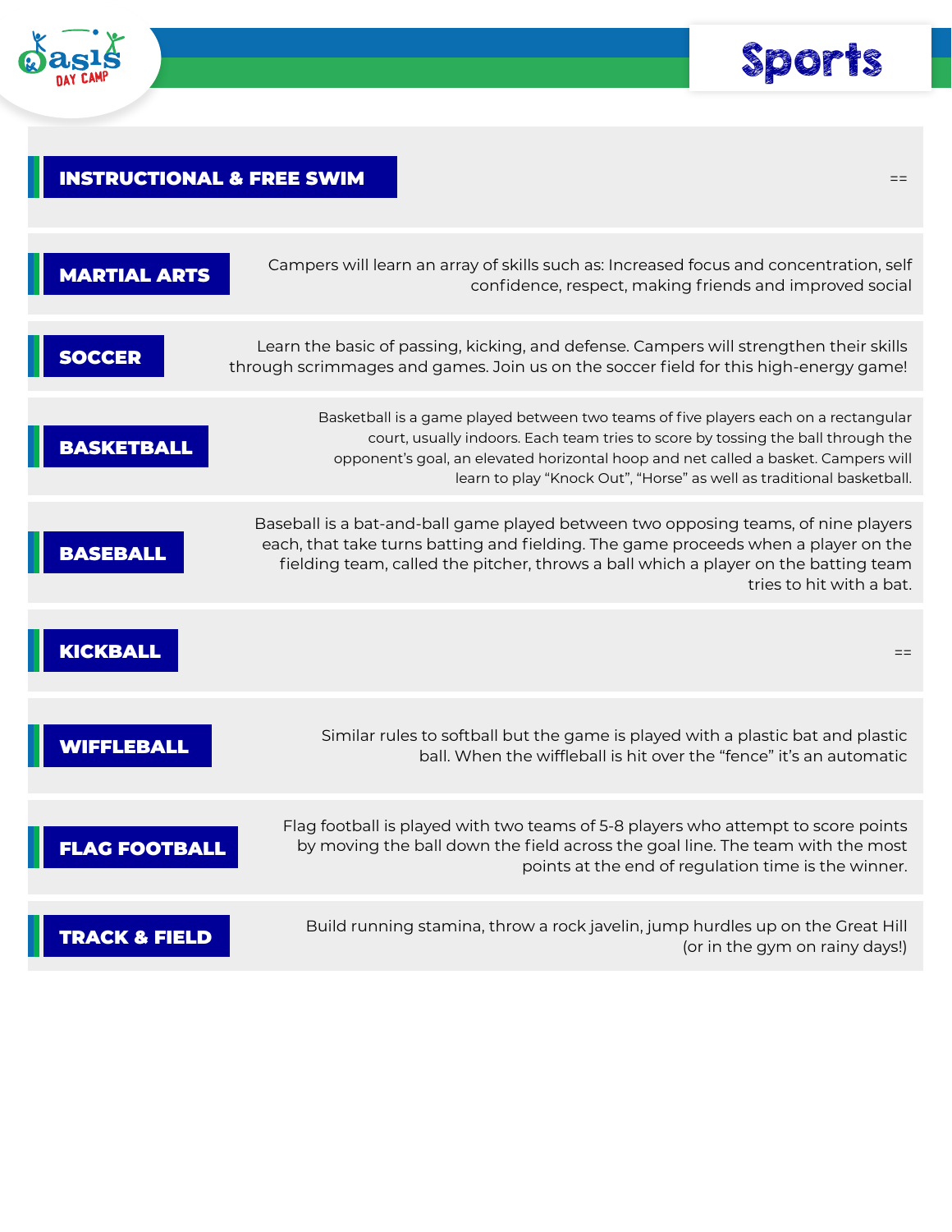# Sports

## INSTRUCTIONAL & FREE SWIM

==

## MARTIAL ARTS

Campers will learn an array of skills such as: Increased focus and concentration, self confidence, respect, making friends and improved social

## SOCCER

Learn the basic of passing, kicking, and defense. Campers will strengthen their skills through scrimmages and games. Join us on the soccer field for this high-energy game!

## BASKETBALL

Basketball is a game played between two teams of five players each on a rectangular court, usually indoors. Each team tries to score by tossing the ball through the opponent's goal, an elevated horizontal hoop and net called a basket. Campers will learn to play "Knock Out", "Horse" as well as traditional basketball.

## BASEBALL

Baseball is a bat-and-ball game played between two opposing teams, of nine players each, that take turns batting and fielding. The game proceeds when a player on the fielding team, called the pitcher, throws a ball which a player on the batting team tries to hit with a bat.

## KICKBALL

==

## WIFFLEBALL

Similar rules to softball but the game is played with a plastic bat and plastic ball. When the wiffleball is hit over the "fence" it's an automatic

## FLAG FOOTBALL

Flag football is played with two teams of 5-8 players who attempt to score points by moving the ball down the field across the goal line. The team with the most points at the end of regulation time is the winner.

## TRACK & FIELD

Build running stamina, throw a rock javelin, jump hurdles up on the Great Hill (or in the gym on rainy days!)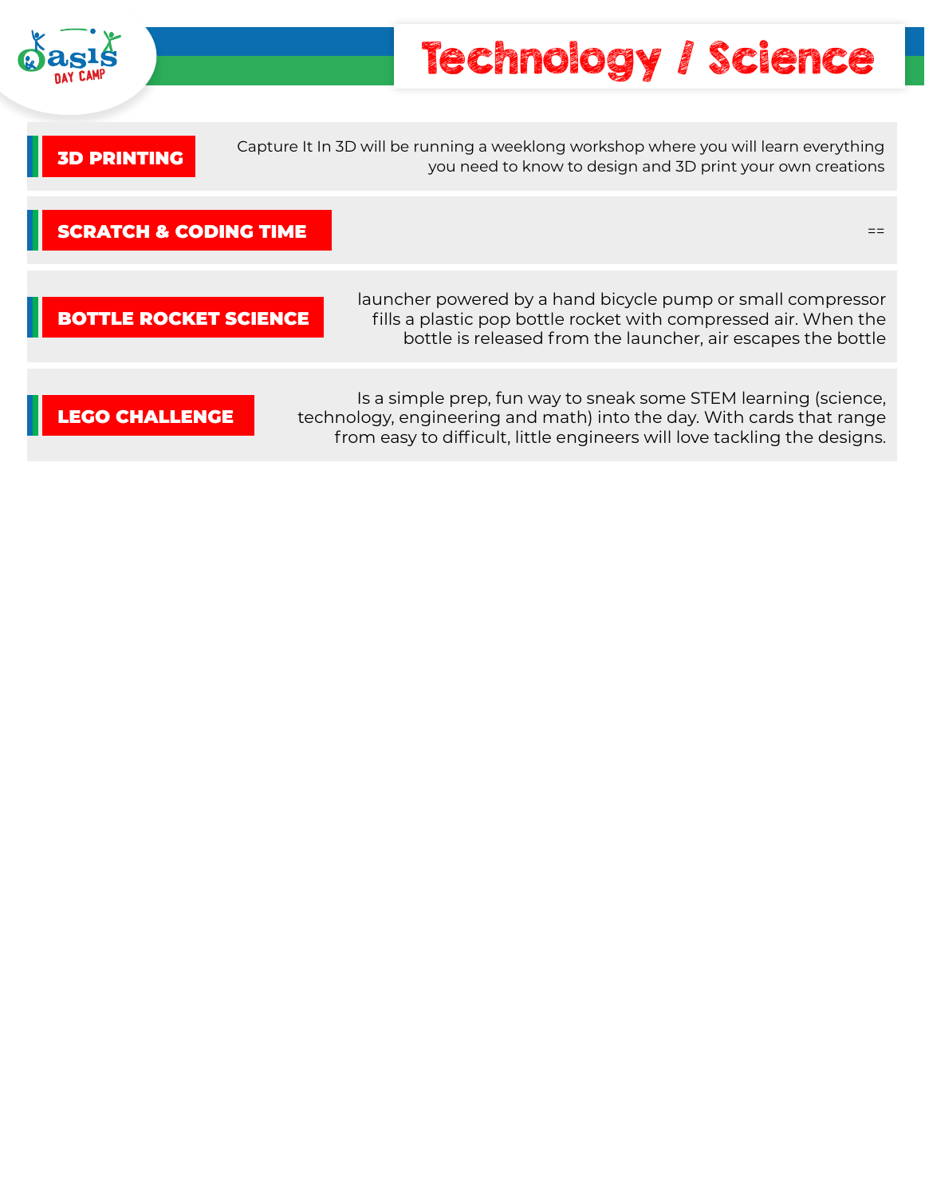# Technology / Science

## 3D PRINTING

Capture It In 3D will be running a weeklong workshop where you will learn everything you need to know to design and 3D print your own creations

## SCRATCH & CODING TIME

==

## BOTTLE ROCKET SCIENCE

launcher powered by a hand bicycle pump or small compressor fills a plastic pop bottle rocket with compressed air. When the bottle is released from the launcher, air escapes the bottle

## LEGO CHALLENGE

Is a simple prep, fun way to sneak some STEM learning (science, technology, engineering and math) into the day. With cards that range from easy to difficult, little engineers will love tackling the designs.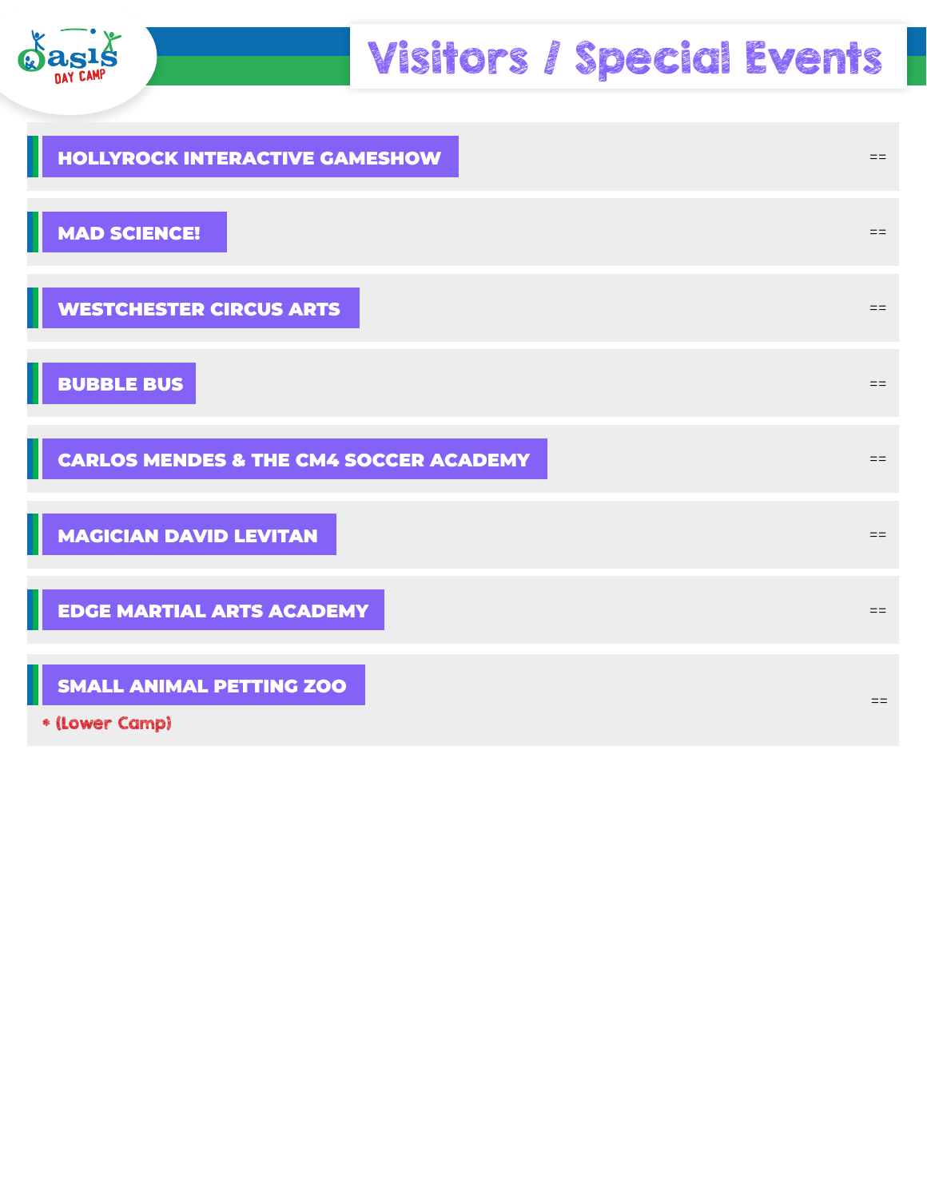# Visitors / Special Events

## HOLLYROCK INTERACTIVE GAMESHOW

==

## MAD SCIENCE!

==

## WESTCHESTER CIRCUS ARTS

==

## BUBBLE BUS

==

## CARLOS MENDES & THE CM4 SOCCER ACADEMY

==

## MAGICIAN DAVID LEVITAN

==

## EDGE MARTIAL ARTS ACADEMY

==

## SMALL ANIMAL PETTING ZOO

* (Lower Camp)

==